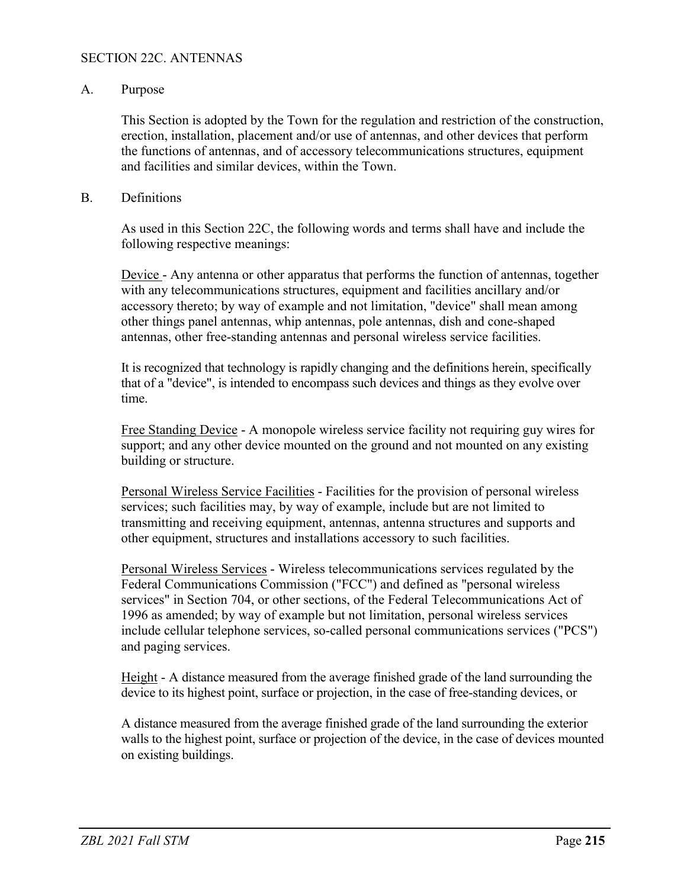# SECTION 22C. ANTENNAS

## A. Purpose

This Section is adopted by the Town for the regulation and restriction of the construction, erection, installation, placement and/or use of antennas, and other devices that perform the functions of antennas, and of accessory telecommunications structures, equipment and facilities and similar devices, within the Town.

## B. Definitions

As used in this Section 22C, the following words and terms shall have and include the following respective meanings:

Device - Any antenna or other apparatus that performs the function of antennas, together with any telecommunications structures, equipment and facilities ancillary and/or accessory thereto; by way of example and not limitation, "device" shall mean among other things panel antennas, whip antennas, pole antennas, dish and cone-shaped antennas, other free-standing antennas and personal wireless service facilities.

It is recognized that technology is rapidly changing and the definitions herein, specifically that of a "device", is intended to encompass such devices and things as they evolve over time.

Free Standing Device - A monopole wireless service facility not requiring guy wires for support; and any other device mounted on the ground and not mounted on any existing building or structure.

Personal Wireless Service Facilities - Facilities for the provision of personal wireless services; such facilities may, by way of example, include but are not limited to transmitting and receiving equipment, antennas, antenna structures and supports and other equipment, structures and installations accessory to such facilities.

Personal Wireless Services - Wireless telecommunications services regulated by the Federal Communications Commission ("FCC") and defined as "personal wireless services" in Section 704, or other sections, of the Federal Telecommunications Act of 1996 as amended; by way of example but not limitation, personal wireless services include cellular telephone services, so-called personal communications services ("PCS") and paging services.

Height - A distance measured from the average finished grade of the land surrounding the device to its highest point, surface or projection, in the case of free-standing devices, or

A distance measured from the average finished grade of the land surrounding the exterior walls to the highest point, surface or projection of the device, in the case of devices mounted on existing buildings.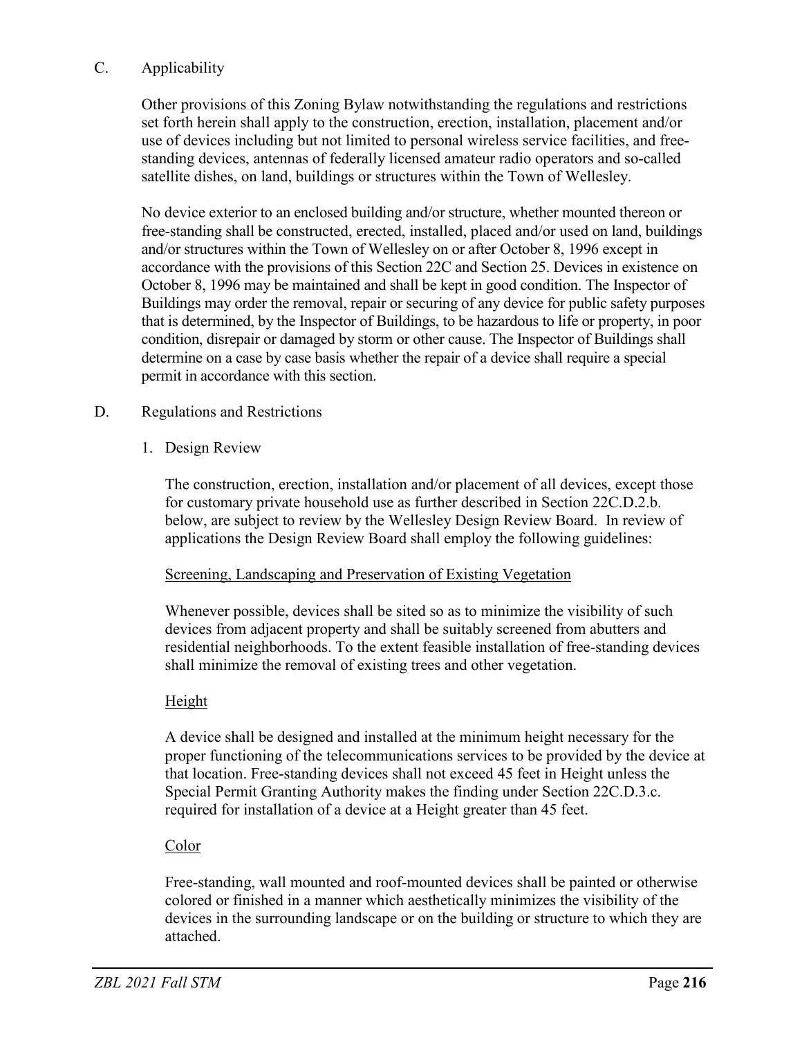## C. Applicability

Other provisions of this Zoning Bylaw notwithstanding the regulations and restrictions set forth herein shall apply to the construction, erection, installation, placement and/or use of devices including but not limited to personal wireless service facilities, and free-standing devices, antennas of federally licensed amateur radio operators and so-called satellite dishes, on land, buildings or structures within the Town of Wellesley.

No device exterior to an enclosed building and/or structure, whether mounted thereon or free-standing shall be constructed, erected, installed, placed and/or used on land, buildings and/or structures within the Town of Wellesley on or after October 8, 1996 except in accordance with the provisions of this Section 22C and Section 25. Devices in existence on October 8, 1996 may be maintained and shall be kept in good condition. The Inspector of Buildings may order the removal, repair or securing of any device for public safety purposes that is determined, by the Inspector of Buildings, to be hazardous to life or property, in poor condition, disrepair or damaged by storm or other cause. The Inspector of Buildings shall determine on a case by case basis whether the repair of a device shall require a special permit in accordance with this section.

## D. Regulations and Restrictions

### 1. Design Review

The construction, erection, installation and/or placement of all devices, except those for customary private household use as further described in Section 22C.D.2.b. below, are subject to review by the Wellesley Design Review Board. In review of applications the Design Review Board shall employ the following guidelines:

Screening, Landscaping and Preservation of Existing Vegetation

Whenever possible, devices shall be sited so as to minimize the visibility of such devices from adjacent property and shall be suitably screened from abutters and residential neighborhoods. To the extent feasible installation of free-standing devices shall minimize the removal of existing trees and other vegetation.

Height

A device shall be designed and installed at the minimum height necessary for the proper functioning of the telecommunications services to be provided by the device at that location. Free-standing devices shall not exceed 45 feet in Height unless the Special Permit Granting Authority makes the finding under Section 22C.D.3.c. required for installation of a device at a Height greater than 45 feet.

Color

Free-standing, wall mounted and roof-mounted devices shall be painted or otherwise colored or finished in a manner which aesthetically minimizes the visibility of the devices in the surrounding landscape or on the building or structure to which they are attached.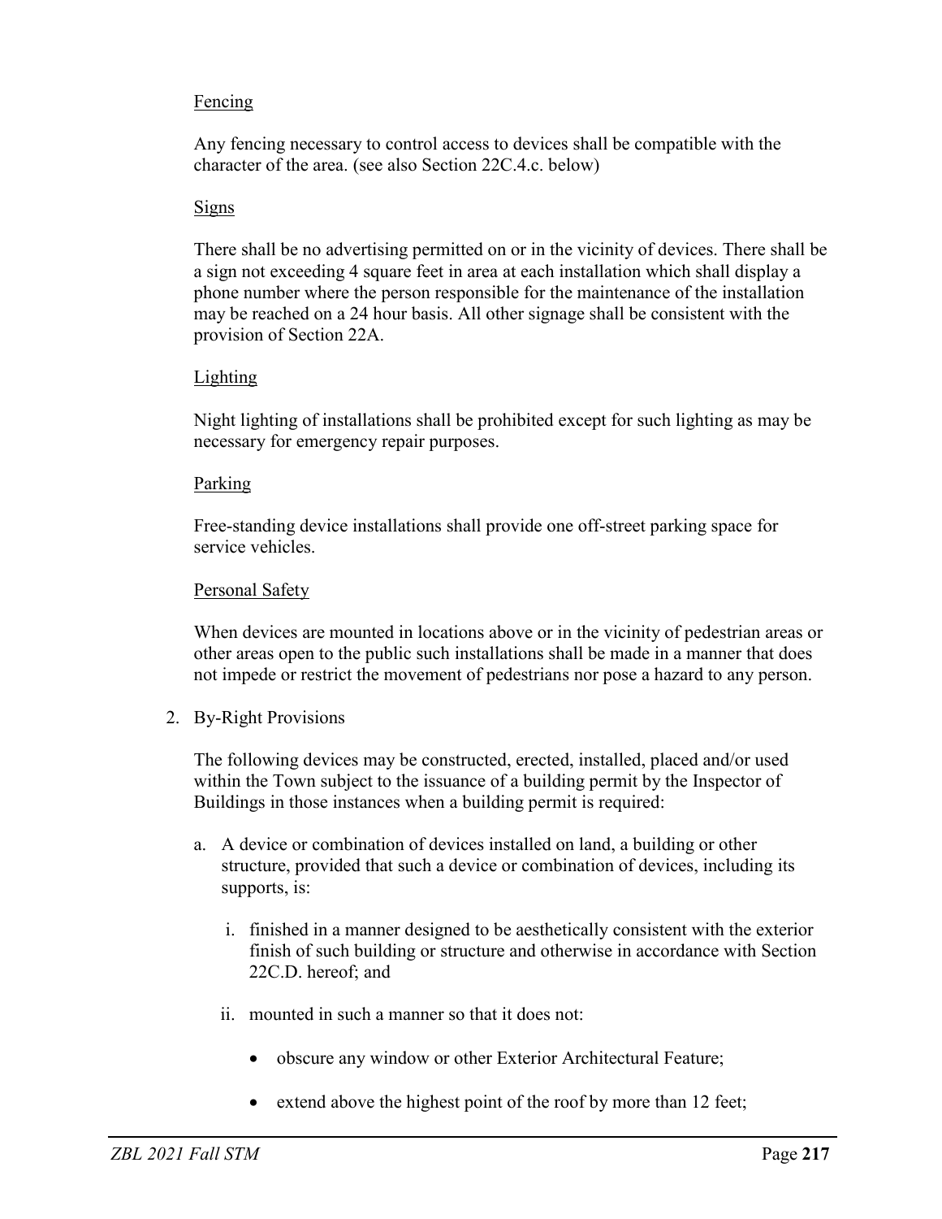Fencing

Any fencing necessary to control access to devices shall be compatible with the character of the area. (see also Section 22C.4.c. below)

Signs

There shall be no advertising permitted on or in the vicinity of devices. There shall be a sign not exceeding 4 square feet in area at each installation which shall display a phone number where the person responsible for the maintenance of the installation may be reached on a 24 hour basis. All other signage shall be consistent with the provision of Section 22A.

Lighting

Night lighting of installations shall be prohibited except for such lighting as may be necessary for emergency repair purposes.

Parking

Free-standing device installations shall provide one off-street parking space for service vehicles.

Personal Safety

When devices are mounted in locations above or in the vicinity of pedestrian areas or other areas open to the public such installations shall be made in a manner that does not impede or restrict the movement of pedestrians nor pose a hazard to any person.

2. By-Right Provisions

   The following devices may be constructed, erected, installed, placed and/or used within the Town subject to the issuance of a building permit by the Inspector of Buildings in those instances when a building permit is required:

   a. A device or combination of devices installed on land, a building or other structure, provided that such a device or combination of devices, including its supports, is:

      i. finished in a manner designed to be aesthetically consistent with the exterior finish of such building or structure and otherwise in accordance with Section 22C.D. hereof; and

      ii. mounted in such a manner so that it does not:

         - obscure any window or other Exterior Architectural Feature;
         - extend above the highest point of the roof by more than 12 feet;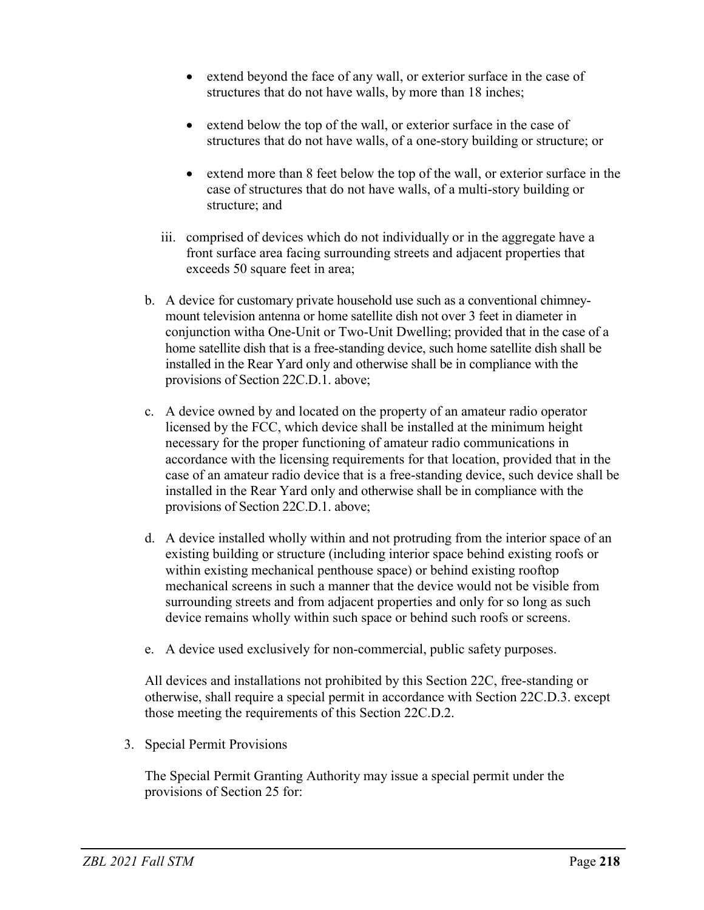- extend beyond the face of any wall, or exterior surface in the case of structures that do not have walls, by more than 18 inches;
- extend below the top of the wall, or exterior surface in the case of structures that do not have walls, of a one-story building or structure; or
- extend more than 8 feet below the top of the wall, or exterior surface in the case of structures that do not have walls, of a multi-story building or structure; and

iii. comprised of devices which do not individually or in the aggregate have a front surface area facing surrounding streets and adjacent properties that exceeds 50 square feet in area;

b. A device for customary private household use such as a conventional chimney-mount television antenna or home satellite dish not over 3 feet in diameter in conjunction witha One-Unit or Two-Unit Dwelling; provided that in the case of a home satellite dish that is a free-standing device, such home satellite dish shall be installed in the Rear Yard only and otherwise shall be in compliance with the provisions of Section 22C.D.1. above;

c. A device owned by and located on the property of an amateur radio operator licensed by the FCC, which device shall be installed at the minimum height necessary for the proper functioning of amateur radio communications in accordance with the licensing requirements for that location, provided that in the case of an amateur radio device that is a free-standing device, such device shall be installed in the Rear Yard only and otherwise shall be in compliance with the provisions of Section 22C.D.1. above;

d. A device installed wholly within and not protruding from the interior space of an existing building or structure (including interior space behind existing roofs or within existing mechanical penthouse space) or behind existing rooftop mechanical screens in such a manner that the device would not be visible from surrounding streets and from adjacent properties and only for so long as such device remains wholly within such space or behind such roofs or screens.

e. A device used exclusively for non-commercial, public safety purposes.

All devices and installations not prohibited by this Section 22C, free-standing or otherwise, shall require a special permit in accordance with Section 22C.D.3. except those meeting the requirements of this Section 22C.D.2.

3. Special Permit Provisions

The Special Permit Granting Authority may issue a special permit under the provisions of Section 25 for: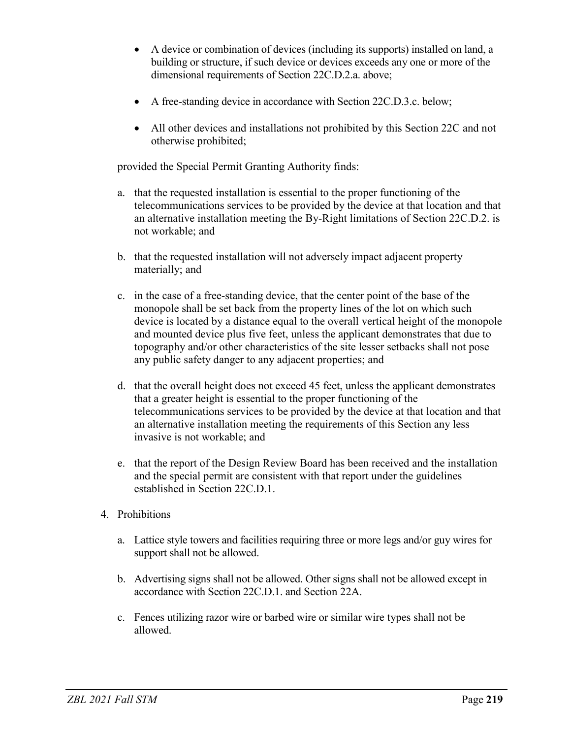- A device or combination of devices (including its supports) installed on land, a building or structure, if such device or devices exceeds any one or more of the dimensional requirements of Section 22C.D.2.a. above;

- A free-standing device in accordance with Section 22C.D.3.c. below;

- All other devices and installations not prohibited by this Section 22C and not otherwise prohibited;

provided the Special Permit Granting Authority finds:

a. that the requested installation is essential to the proper functioning of the telecommunications services to be provided by the device at that location and that an alternative installation meeting the By-Right limitations of Section 22C.D.2. is not workable; and

b. that the requested installation will not adversely impact adjacent property materially; and

c. in the case of a free-standing device, that the center point of the base of the monopole shall be set back from the property lines of the lot on which such device is located by a distance equal to the overall vertical height of the monopole and mounted device plus five feet, unless the applicant demonstrates that due to topography and/or other characteristics of the site lesser setbacks shall not pose any public safety danger to any adjacent properties; and

d. that the overall height does not exceed 45 feet, unless the applicant demonstrates that a greater height is essential to the proper functioning of the telecommunications services to be provided by the device at that location and that an alternative installation meeting the requirements of this Section any less invasive is not workable; and

e. that the report of the Design Review Board has been received and the installation and the special permit are consistent with that report under the guidelines established in Section 22C.D.1.

4. Prohibitions

   a. Lattice style towers and facilities requiring three or more legs and/or guy wires for support shall not be allowed.

   b. Advertising signs shall not be allowed. Other signs shall not be allowed except in accordance with Section 22C.D.1. and Section 22A.

   c. Fences utilizing razor wire or barbed wire or similar wire types shall not be allowed.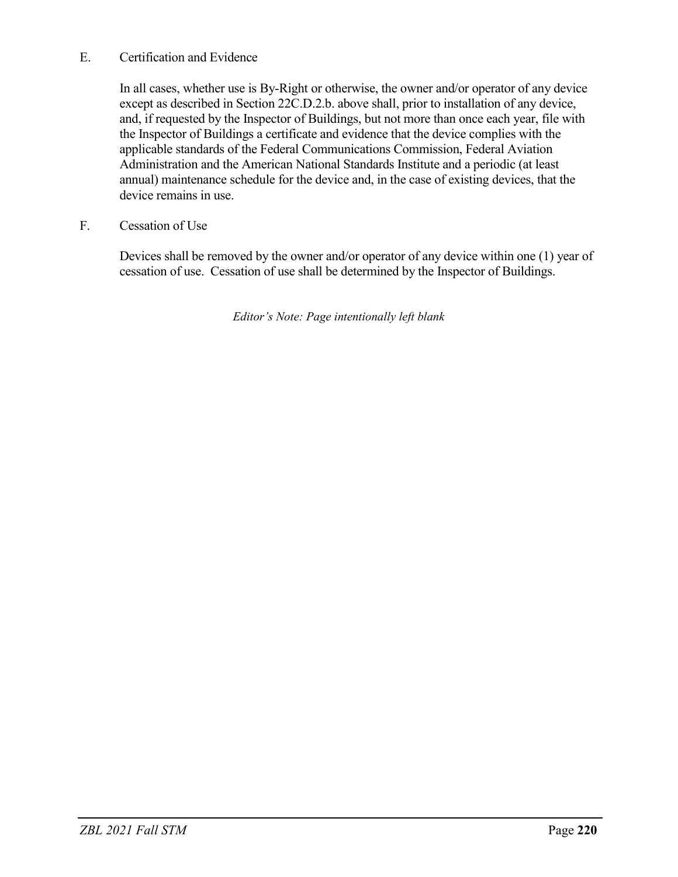E. Certification and Evidence

In all cases, whether use is By-Right or otherwise, the owner and/or operator of any device except as described in Section 22C.D.2.b. above shall, prior to installation of any device, and, if requested by the Inspector of Buildings, but not more than once each year, file with the Inspector of Buildings a certificate and evidence that the device complies with the applicable standards of the Federal Communications Commission, Federal Aviation Administration and the American National Standards Institute and a periodic (at least annual) maintenance schedule for the device and, in the case of existing devices, that the device remains in use.

F. Cessation of Use

Devices shall be removed by the owner and/or operator of any device within one (1) year of cessation of use. Cessation of use shall be determined by the Inspector of Buildings.

*Editor's Note: Page intentionally left blank*